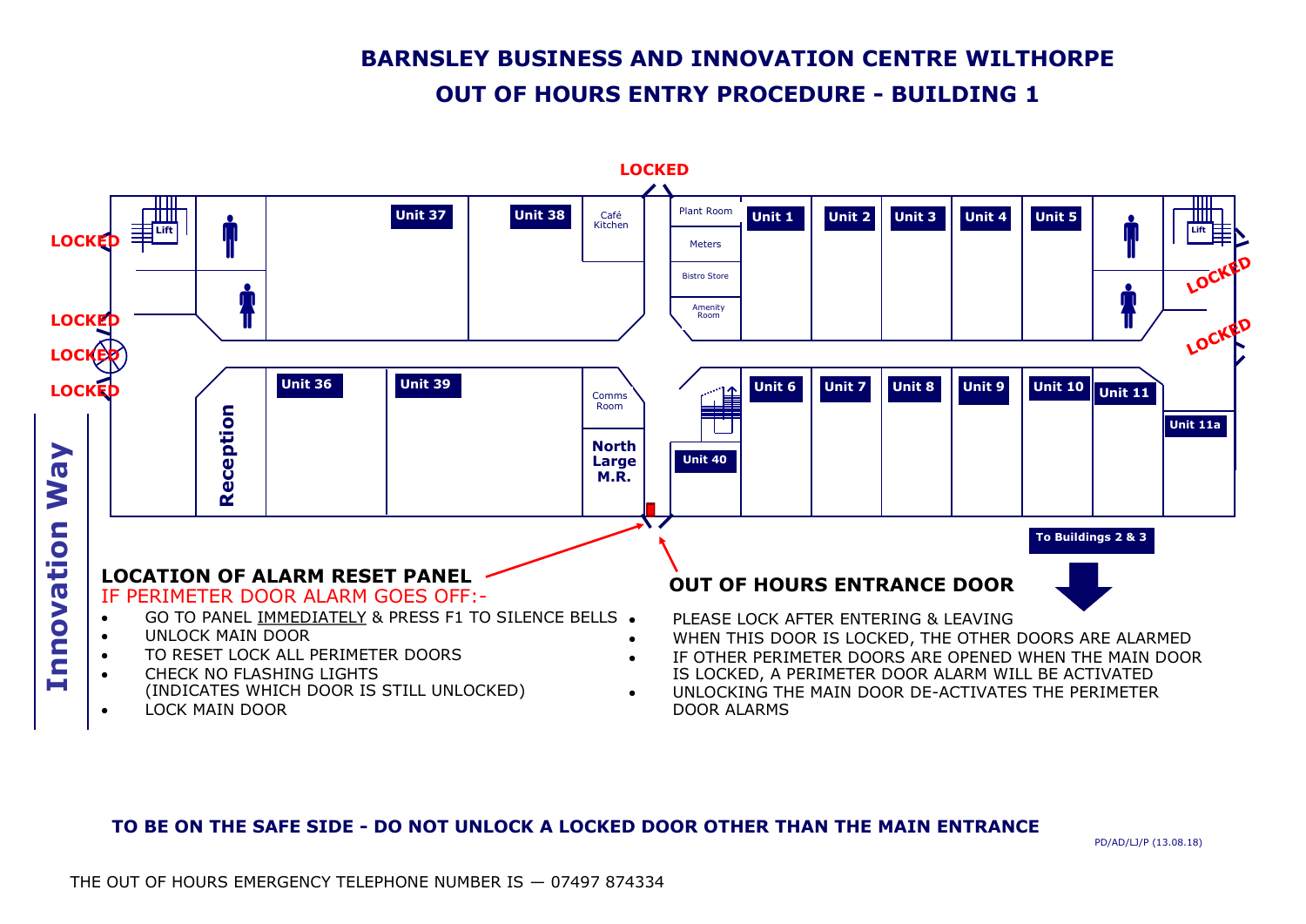# BARNSLEY BUSINESS AND INNOVATION CENTRE WILTHORPE

## OUT OF HOURS ENTRY PROCEDURE - BUILDING 1

LOCKED

LOCKED

LOCKED

LOCKED

LOCKED

LOCKED

LOCKED

Lift

Lift

Unit 37

Unit 38

Café Kitchen

Plant Room

Meters

Bistro Store

Amenity Room

Unit 1

Unit 2

Unit 3

Unit 4

Unit 5

Unit 36

Unit 39

Comms Room

North Large M.R.

Unit 40

Unit 6

Unit 7

Unit 8

Unit 9

Unit 10

Unit 11

Unit 11a

Reception

Innovation Way

To Buildings 2 & 3

### LOCATION OF ALARM RESET PANEL

IF PERIMETER DOOR ALARM GOES OFF:-

- GO TO PANEL IMMEDIATELY & PRESS F1 TO SILENCE BELLS
- UNLOCK MAIN DOOR
- TO RESET LOCK ALL PERIMETER DOORS
- CHECK NO FLASHING LIGHTS (INDICATES WHICH DOOR IS STILL UNLOCKED)
- LOCK MAIN DOOR

### OUT OF HOURS ENTRANCE DOOR

- PLEASE LOCK AFTER ENTERING & LEAVING
- WHEN THIS DOOR IS LOCKED, THE OTHER DOORS ARE ALARMED
- IF OTHER PERIMETER DOORS ARE OPENED WHEN THE MAIN DOOR IS LOCKED, A PERIMETER DOOR ALARM WILL BE ACTIVATED
- UNLOCKING THE MAIN DOOR DE-ACTIVATES THE PERIMETER DOOR ALARMS

**TO BE ON THE SAFE SIDE - DO NOT UNLOCK A LOCKED DOOR OTHER THAN THE MAIN ENTRANCE**

PD/AD/LJ/P (13.08.18)

THE OUT OF HOURS EMERGENCY TELEPHONE NUMBER IS — 07497 874334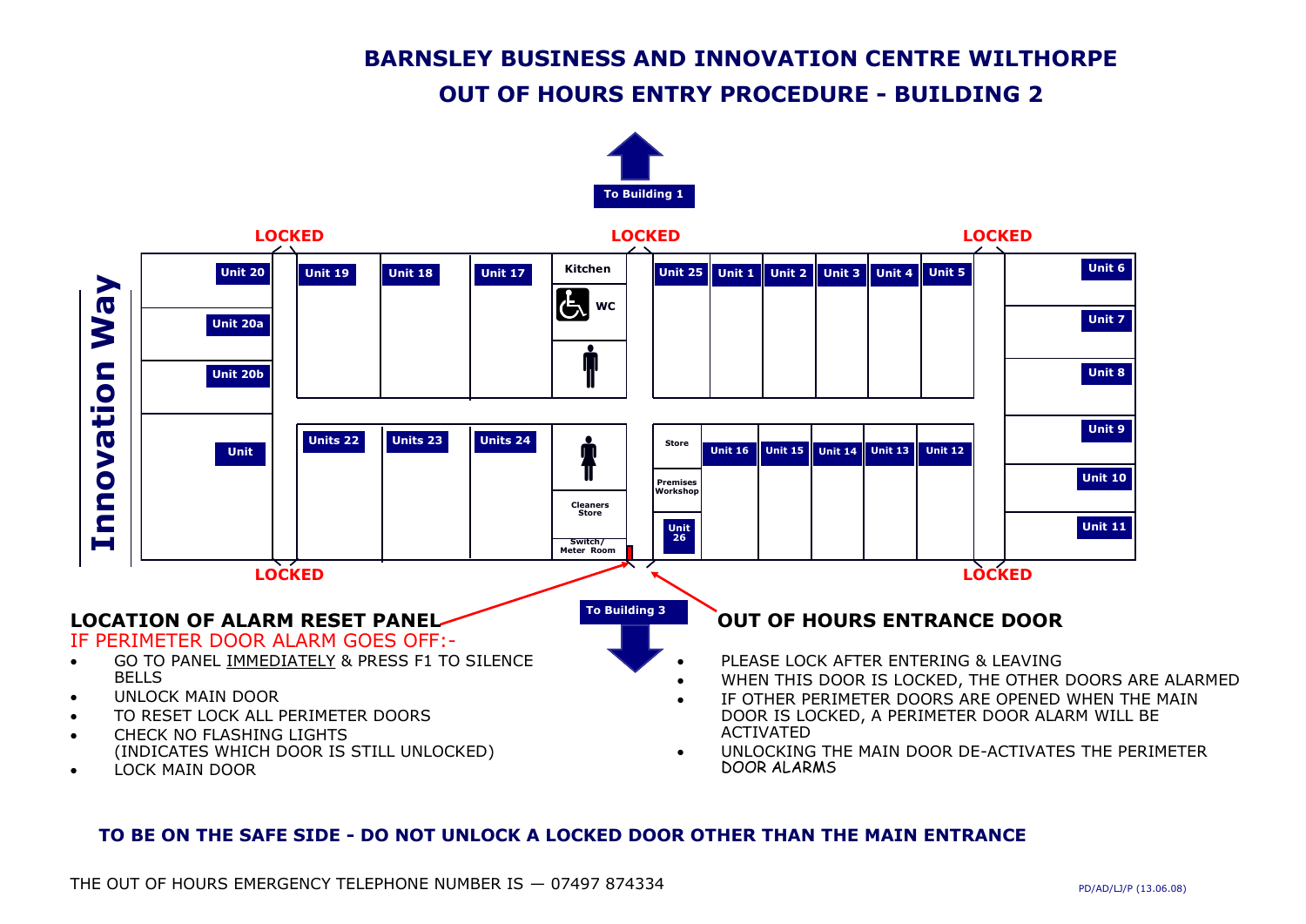# BARNSLEY BUSINESS AND INNOVATION CENTRE WILTHORPE

## OUT OF HOURS ENTRY PROCEDURE - BUILDING 2

To Building 1

LOCKED LOCKED LOCKED

Innovation Way

Unit 20 | Unit 19 | Unit 18 | Unit 17 | Kitchen | WC | Unit 25 | Unit 1 | Unit 2 | Unit 3 | Unit 4 | Unit 5 | Unit 6

Unit 20a | Unit 20b | Unit 7 | Unit 8

Unit | Units 22 | Units 23 | Units 24 | Cleaners Store | Switch/ Meter Room | Store | Premises Workshop | Unit 26 | Unit 16 | Unit 15 | Unit 14 | Unit 13 | Unit 12 | Unit 9 | Unit 10 | Unit 11

LOCKED LOCKED

To Building 3

### LOCATION OF ALARM RESET PANEL

IF PERIMETER DOOR ALARM GOES OFF:-

- GO TO PANEL IMMEDIATELY & PRESS F1 TO SILENCE BELLS
- UNLOCK MAIN DOOR
- TO RESET LOCK ALL PERIMETER DOORS
- CHECK NO FLASHING LIGHTS (INDICATES WHICH DOOR IS STILL UNLOCKED)
- LOCK MAIN DOOR

### OUT OF HOURS ENTRANCE DOOR

- PLEASE LOCK AFTER ENTERING & LEAVING
- WHEN THIS DOOR IS LOCKED, THE OTHER DOORS ARE ALARMED
- IF OTHER PERIMETER DOORS ARE OPENED WHEN THE MAIN DOOR IS LOCKED, A PERIMETER DOOR ALARM WILL BE ACTIVATED
- UNLOCKING THE MAIN DOOR DE-ACTIVATES THE PERIMETER DOOR ALARMS

**TO BE ON THE SAFE SIDE - DO NOT UNLOCK A LOCKED DOOR OTHER THAN THE MAIN ENTRANCE**

THE OUT OF HOURS EMERGENCY TELEPHONE NUMBER IS — 07497 874334

PD/AD/LJ/P (13.06.08)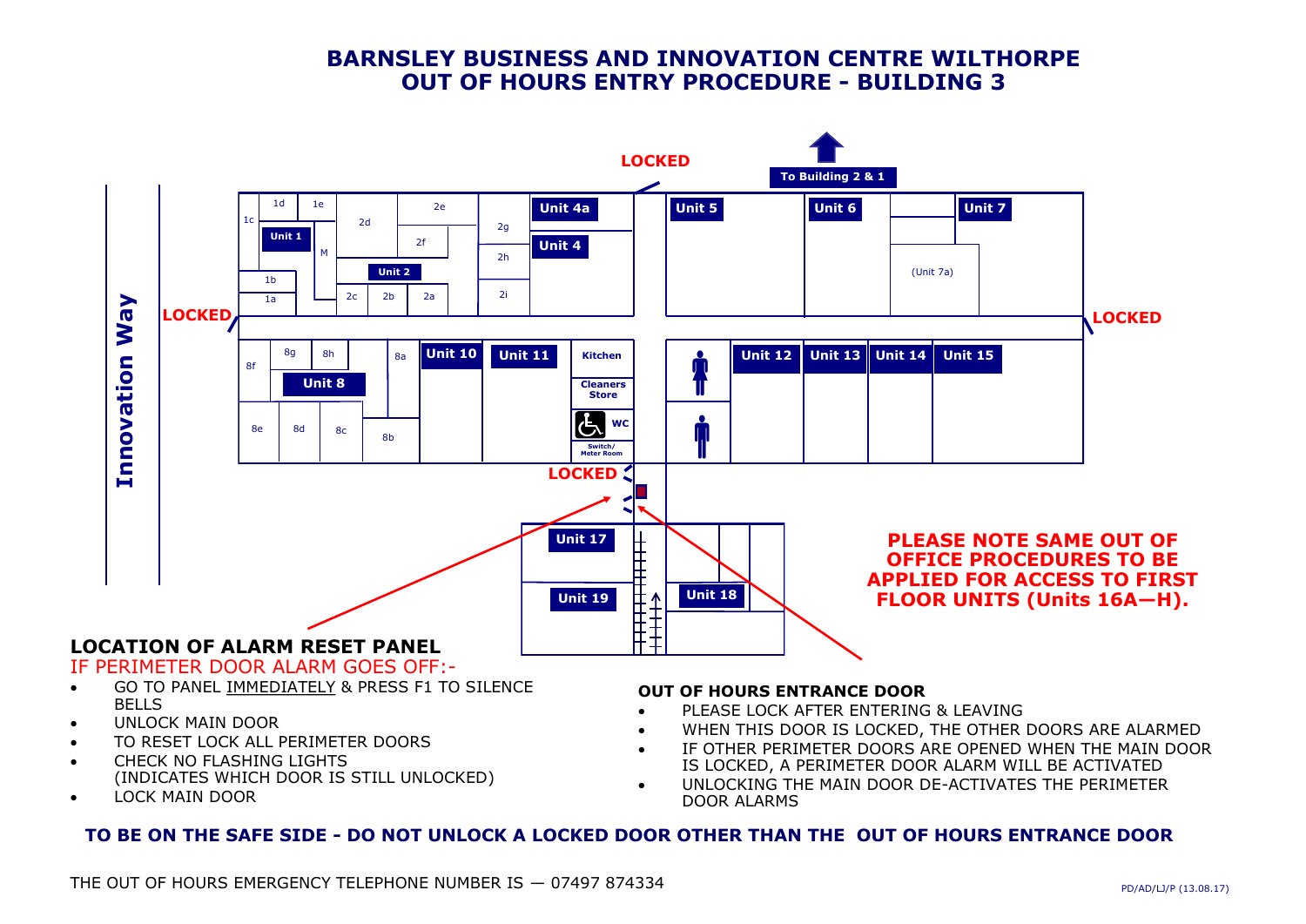# BARNSLEY BUSINESS AND INNOVATION CENTRE WILTHORPE
# OUT OF HOURS ENTRY PROCEDURE - BUILDING 3

LOCKED

To Building 2 & 1

Innovation Way

LOCKED

LOCKED

1d 1e 1c Unit 1 M 2d 2e 2f Unit 2 1b 1a 2c 2b 2a 2g 2h 2i Unit 4a Unit 4 Unit 5 Unit 6 Unit 7 (Unit 7a)

8f 8g 8h Unit 8 8a 8e 8d 8c 8b Unit 10 Unit 11 Kitchen Cleaners Store WC Switch/ Meter Room Unit 12 Unit 13 Unit 14 Unit 15

LOCKED

Unit 17 Unit 19 Unit 18

**PLEASE NOTE SAME OUT OF OFFICE PROCEDURES TO BE APPLIED FOR ACCESS TO FIRST FLOOR UNITS (Units 16A—H).**

## LOCATION OF ALARM RESET PANEL

IF PERIMETER DOOR ALARM GOES OFF:-

- GO TO PANEL IMMEDIATELY & PRESS F1 TO SILENCE BELLS
- UNLOCK MAIN DOOR
- TO RESET LOCK ALL PERIMETER DOORS
- CHECK NO FLASHING LIGHTS (INDICATES WHICH DOOR IS STILL UNLOCKED)
- LOCK MAIN DOOR

### OUT OF HOURS ENTRANCE DOOR

- PLEASE LOCK AFTER ENTERING & LEAVING
- WHEN THIS DOOR IS LOCKED, THE OTHER DOORS ARE ALARMED
- IF OTHER PERIMETER DOORS ARE OPENED WHEN THE MAIN DOOR IS LOCKED, A PERIMETER DOOR ALARM WILL BE ACTIVATED
- UNLOCKING THE MAIN DOOR DE-ACTIVATES THE PERIMETER DOOR ALARMS

**TO BE ON THE SAFE SIDE - DO NOT UNLOCK A LOCKED DOOR OTHER THAN THE OUT OF HOURS ENTRANCE DOOR**

THE OUT OF HOURS EMERGENCY TELEPHONE NUMBER IS — 07497 874334

PD/AD/LJ/P (13.08.17)